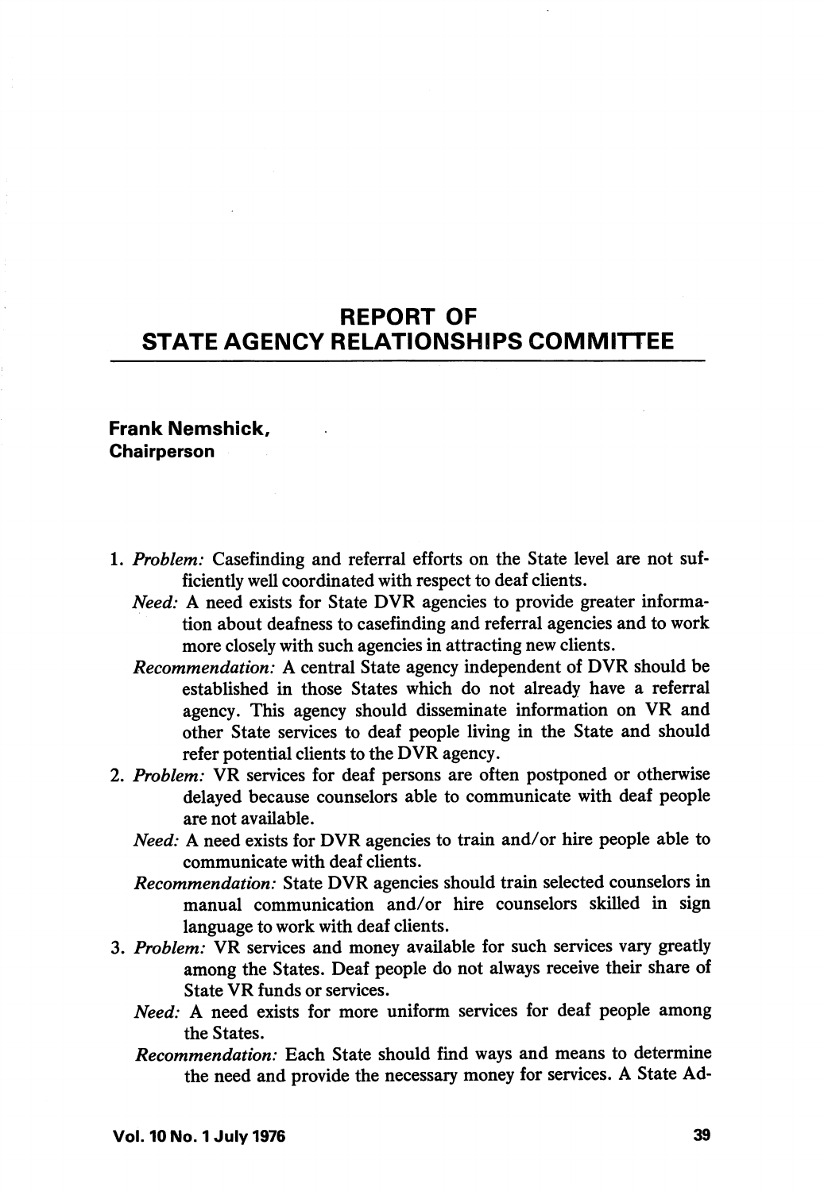# REPORT OF STATE AGENCY RELATIONSHIPS COMMITTEE

**Frank Nemshick, Chairperson**

1. *Problem:* Casefinding and referral efforts on the State level are not sufficiently well coordinated with respect to deaf clients.

   *Need:* A need exists for State DVR agencies to provide greater information about deafness to casefinding and referral agencies and to work more closely with such agencies in attracting new clients.

   *Recommendation:* A central State agency independent of DVR should be established in those States which do not already have a referral agency. This agency should disseminate information on VR and other State services to deaf people living in the State and should refer potential clients to the DVR agency.

2. *Problem:* VR services for deaf persons are often postponed or otherwise delayed because counselors able to communicate with deaf people are not available.

   *Need:* A need exists for DVR agencies to train and/or hire people able to communicate with deaf clients.

   *Recommendation:* State DVR agencies should train selected counselors in manual communication and/or hire counselors skilled in sign language to work with deaf clients.

3. *Problem:* VR services and money available for such services vary greatly among the States. Deaf people do not always receive their share of State VR funds or services.

   *Need:* A need exists for more uniform services for deaf people among the States.

   *Recommendation:* Each State should find ways and means to determine the need and provide the necessary money for services. A State Ad-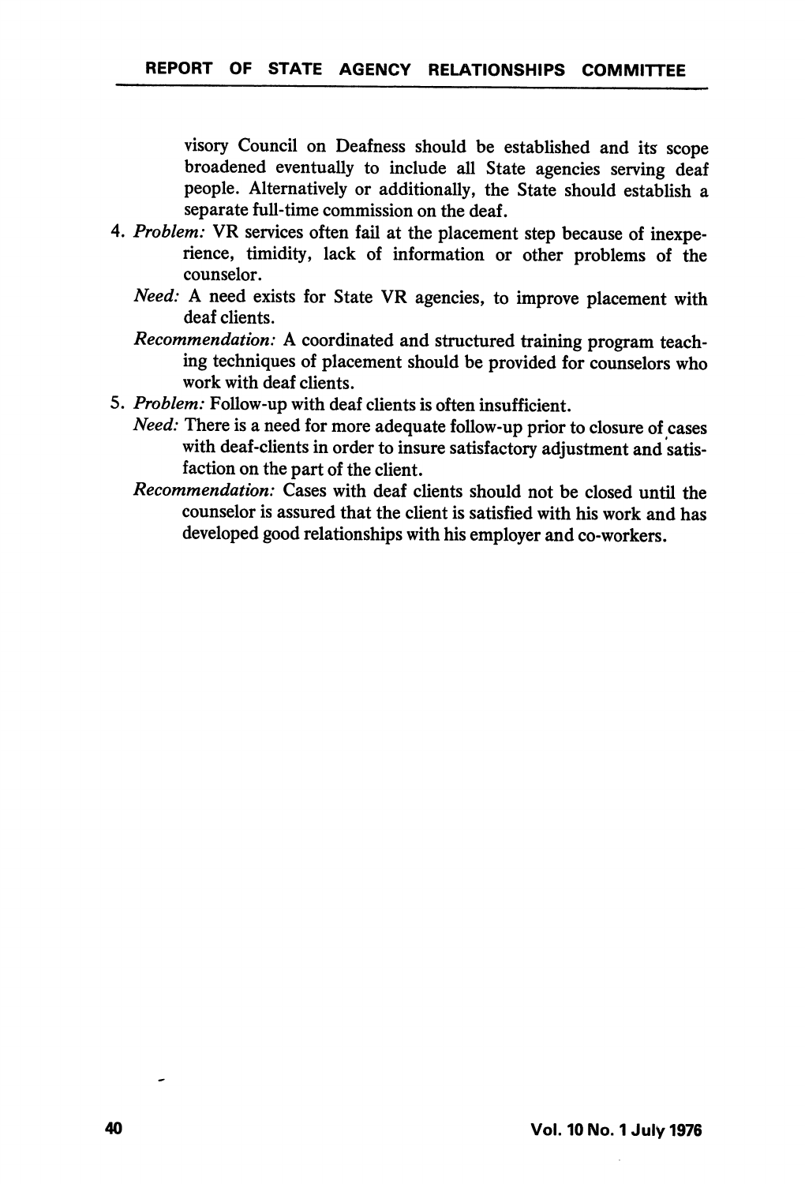visory Council on Deafness should be established and its scope broadened eventually to include all State agencies serving deaf people. Alternatively or additionally, the State should establish a separate full-time commission on the deaf.

4. *Problem:* VR services often fail at the placement step because of inexperience, timidity, lack of information or other problems of the counselor.

   *Need:* A need exists for State VR agencies, to improve placement with deaf clients.

   *Recommendation:* A coordinated and structured training program teaching techniques of placement should be provided for counselors who work with deaf clients.

5. *Problem:* Follow-up with deaf clients is often insufficient.

   *Need:* There is a need for more adequate follow-up prior to closure of cases with deaf-clients in order to insure satisfactory adjustment and satisfaction on the part of the client.

   *Recommendation:* Cases with deaf clients should not be closed until the counselor is assured that the client is satisfied with his work and has developed good relationships with his employer and co-workers.